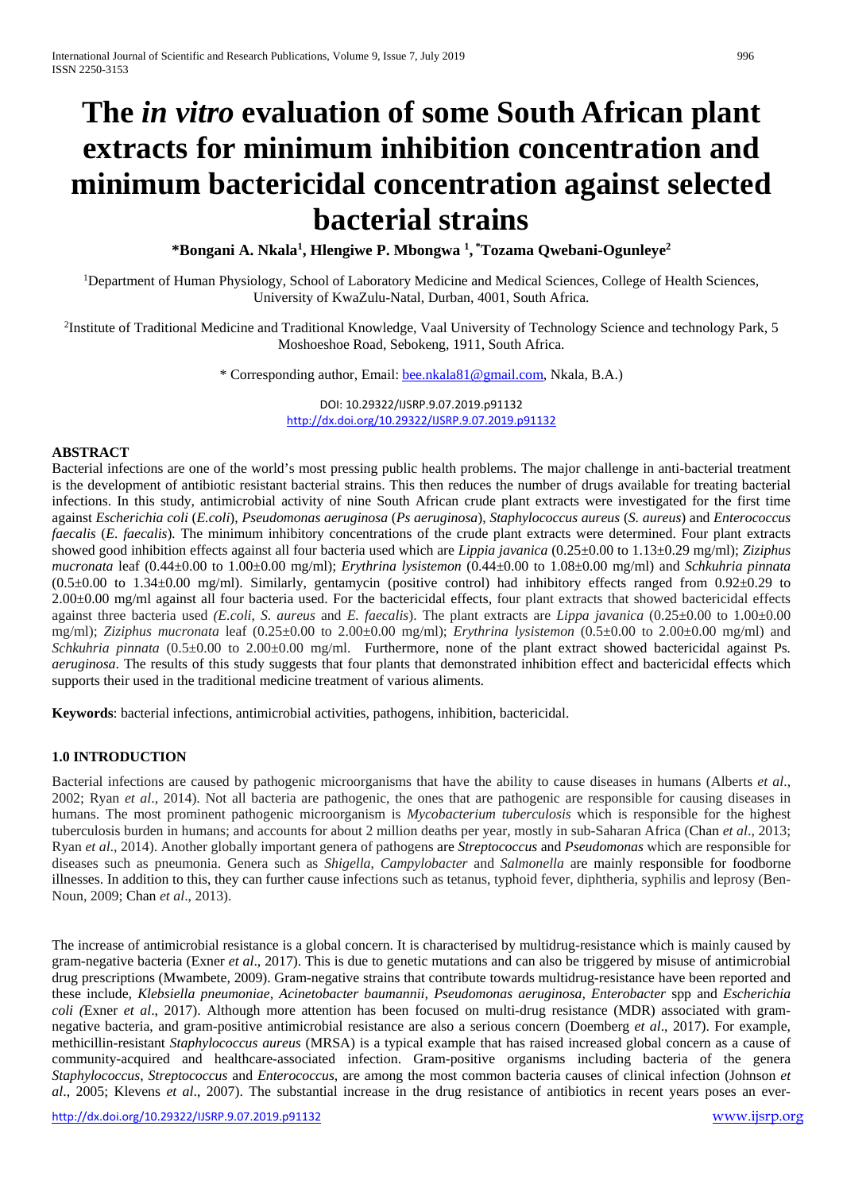# The *in vitro* evaluation of some South African plant extracts for minimum inhibition concentration and minimum bactericidal concentration against selected bacterial strains

**\*Bongani A. Nkala[1], Hlengiwe P. Mbongwa [1], \*Tozama Qwebani-Ogunleye[2]**

[1]Department of Human Physiology, School of Laboratory Medicine and Medical Sciences, College of Health Sciences, University of KwaZulu-Natal, Durban, 4001, South Africa.

[2]Institute of Traditional Medicine and Traditional Knowledge, Vaal University of Technology Science and technology Park, 5 Moshoeshoe Road, Sebokeng, 1911, South Africa.

\* Corresponding author, Email: bee.nkala81@gmail.com, Nkala, B.A.)

DOI: 10.29322/IJSRP.9.07.2019.p91132
http://dx.doi.org/10.29322/IJSRP.9.07.2019.p91132

**ABSTRACT**

Bacterial infections are one of the world's most pressing public health problems. The major challenge in anti-bacterial treatment is the development of antibiotic resistant bacterial strains. This then reduces the number of drugs available for treating bacterial infections. In this study, antimicrobial activity of nine South African crude plant extracts were investigated for the first time against *Escherichia coli* (*E.coli*), *Pseudomonas aeruginosa* (*Ps aeruginosa*), *Staphylococcus aureus* (*S. aureus*) and *Enterococcus faecalis* (*E. faecalis*). The minimum inhibitory concentrations of the crude plant extracts were determined. Four plant extracts showed good inhibition effects against all four bacteria used which are *Lippia javanica* (0.25±0.00 to 1.13±0.29 mg/ml); *Ziziphus mucronata* leaf (0.44±0.00 to 1.00±0.00 mg/ml); *Erythrina lysistemon* (0.44±0.00 to 1.08±0.00 mg/ml) and *Schkuhria pinnata* (0.5±0.00 to 1.34±0.00 mg/ml). Similarly, gentamycin (positive control) had inhibitory effects ranged from 0.92±0.29 to 2.00±0.00 mg/ml against all four bacteria used. For the bactericidal effects, four plant extracts that showed bactericidal effects against three bacteria used *(E.coli, S. aureus* and *E. faecalis*). The plant extracts are *Lippa javanica* (0.25±0.00 to 1.00±0.00 mg/ml); *Ziziphus mucronata* leaf (0.25±0.00 to 2.00±0.00 mg/ml); *Erythrina lysistemon* (0.5±0.00 to 2.00±0.00 mg/ml) and *Schkuhria pinnata* (0.5±0.00 to 2.00±0.00 mg/ml. Furthermore, none of the plant extract showed bactericidal against Ps*. aeruginosa*. The results of this study suggests that four plants that demonstrated inhibition effect and bactericidal effects which supports their used in the traditional medicine treatment of various aliments.

**Keywords**: bacterial infections, antimicrobial activities, pathogens, inhibition, bactericidal.

## 1.0 INTRODUCTION

Bacterial infections are caused by pathogenic microorganisms that have the ability to cause diseases in humans (Alberts *et al*., 2002; Ryan *et al*., 2014). Not all bacteria are pathogenic, the ones that are pathogenic are responsible for causing diseases in humans. The most prominent pathogenic microorganism is *Mycobacterium tuberculosis* which is responsible for the highest tuberculosis burden in humans; and accounts for about 2 million deaths per year, mostly in sub-Saharan Africa (Chan *et al*., 2013; Ryan *et al*., 2014). Another globally important genera of pathogens are *Streptococcus* and *Pseudomonas* which are responsible for diseases such as pneumonia. Genera such as *Shigella, Campylobacter* and *Salmonella* are mainly responsible for foodborne illnesses. In addition to this, they can further cause infections such as tetanus, typhoid fever, diphtheria, syphilis and leprosy (Ben-Noun, 2009; Chan *et al*., 2013).

The increase of antimicrobial resistance is a global concern. It is characterised by multidrug-resistance which is mainly caused by gram-negative bacteria (Exner *et al*., 2017). This is due to genetic mutations and can also be triggered by misuse of antimicrobial drug prescriptions (Mwambete, 2009). Gram-negative strains that contribute towards multidrug-resistance have been reported and these include, *Klebsiella pneumoniae, Acinetobacter baumannii, Pseudomonas aeruginosa, Enterobacter* spp and *Escherichia coli (*Exner *et al*., 2017). Although more attention has been focused on multi-drug resistance (MDR) associated with gram-negative bacteria, and gram-positive antimicrobial resistance are also a serious concern (Doemberg *et al*., 2017). For example, methicillin-resistant *Staphylococcus aureus* (MRSA) is a typical example that has raised increased global concern as a cause of community-acquired and healthcare-associated infection. Gram-positive organisms including bacteria of the genera *Staphylococcus, Streptococcus* and *Enterococcus*, are among the most common bacteria causes of clinical infection (Johnson *et al*., 2005; Klevens *et al*., 2007). The substantial increase in the drug resistance of antibiotics in recent years poses an ever-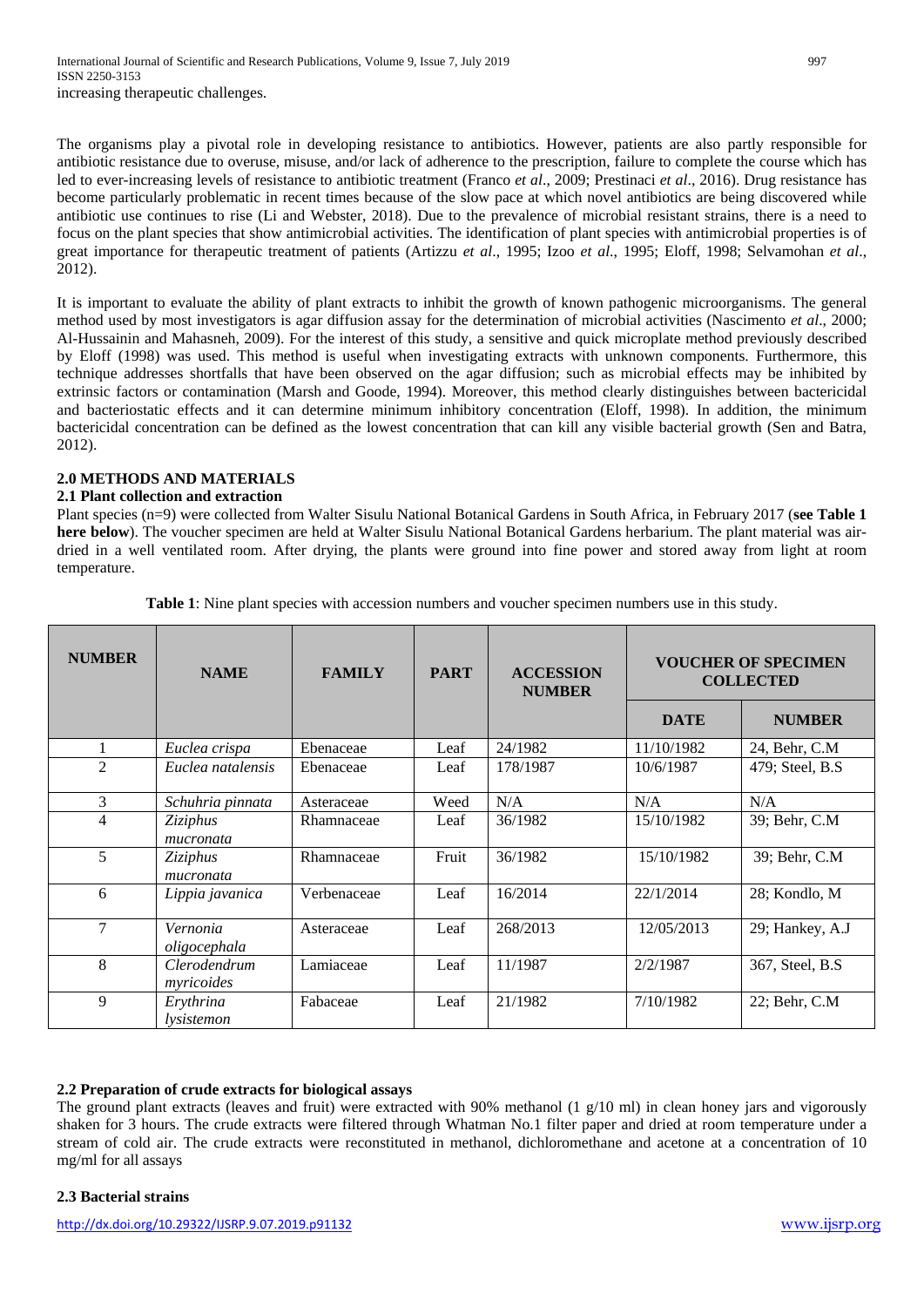increasing therapeutic challenges.

The organisms play a pivotal role in developing resistance to antibiotics. However, patients are also partly responsible for antibiotic resistance due to overuse, misuse, and/or lack of adherence to the prescription, failure to complete the course which has led to ever-increasing levels of resistance to antibiotic treatment (Franco *et al*., 2009; Prestinaci *et al*., 2016). Drug resistance has become particularly problematic in recent times because of the slow pace at which novel antibiotics are being discovered while antibiotic use continues to rise (Li and Webster, 2018). Due to the prevalence of microbial resistant strains, there is a need to focus on the plant species that show antimicrobial activities. The identification of plant species with antimicrobial properties is of great importance for therapeutic treatment of patients (Artizzu *et al*., 1995; Izoo *et al*., 1995; Eloff, 1998; Selvamohan *et al*., 2012).

It is important to evaluate the ability of plant extracts to inhibit the growth of known pathogenic microorganisms. The general method used by most investigators is agar diffusion assay for the determination of microbial activities (Nascimento *et al*., 2000; Al-Hussainin and Mahasneh, 2009). For the interest of this study, a sensitive and quick microplate method previously described by Eloff (1998) was used. This method is useful when investigating extracts with unknown components. Furthermore, this technique addresses shortfalls that have been observed on the agar diffusion; such as microbial effects may be inhibited by extrinsic factors or contamination (Marsh and Goode, 1994). Moreover, this method clearly distinguishes between bactericidal and bacteriostatic effects and it can determine minimum inhibitory concentration (Eloff, 1998). In addition, the minimum bactericidal concentration can be defined as the lowest concentration that can kill any visible bacterial growth (Sen and Batra, 2012).

## 2.0 METHODS AND MATERIALS

### 2.1 Plant collection and extraction

Plant species (n=9) were collected from Walter Sisulu National Botanical Gardens in South Africa, in February 2017 (**see Table 1 here below**). The voucher specimen are held at Walter Sisulu National Botanical Gardens herbarium. The plant material was air-dried in a well ventilated room. After drying, the plants were ground into fine power and stored away from light at room temperature.

**Table 1**: Nine plant species with accession numbers and voucher specimen numbers use in this study.

| NUMBER | NAME | FAMILY | PART | ACCESSION NUMBER | VOUCHER OF SPECIMEN COLLECTED | |
|---|---|---|---|---|---|---|
| | | | | | DATE | NUMBER |
| 1 | *Euclea crispa* | Ebenaceae | Leaf | 24/1982 | 11/10/1982 | 24, Behr, C.M |
| 2 | *Euclea natalensis* | Ebenaceae | Leaf | 178/1987 | 10/6/1987 | 479; Steel, B.S |
| 3 | *Schuhria pinnata* | Asteraceae | Weed | N/A | N/A | N/A |
| 4 | *Ziziphus mucronata* | Rhamnaceae | Leaf | 36/1982 | 15/10/1982 | 39; Behr, C.M |
| 5 | *Ziziphus mucronata* | Rhamnaceae | Fruit | 36/1982 | 15/10/1982 | 39; Behr, C.M |
| 6 | *Lippia javanica* | Verbenaceae | Leaf | 16/2014 | 22/1/2014 | 28; Kondlo, M |
| 7 | *Vernonia oligocephala* | Asteraceae | Leaf | 268/2013 | 12/05/2013 | 29; Hankey, A.J |
| 8 | *Clerodendrum myricoides* | Lamiaceae | Leaf | 11/1987 | 2/2/1987 | 367, Steel, B.S |
| 9 | *Erythrina lysistemon* | Fabaceae | Leaf | 21/1982 | 7/10/1982 | 22; Behr, C.M |

### 2.2 Preparation of crude extracts for biological assays

The ground plant extracts (leaves and fruit) were extracted with 90% methanol (1 g/10 ml) in clean honey jars and vigorously shaken for 3 hours. The crude extracts were filtered through Whatman No.1 filter paper and dried at room temperature under a stream of cold air. The crude extracts were reconstituted in methanol, dichloromethane and acetone at a concentration of 10 mg/ml for all assays

### 2.3 Bacterial strains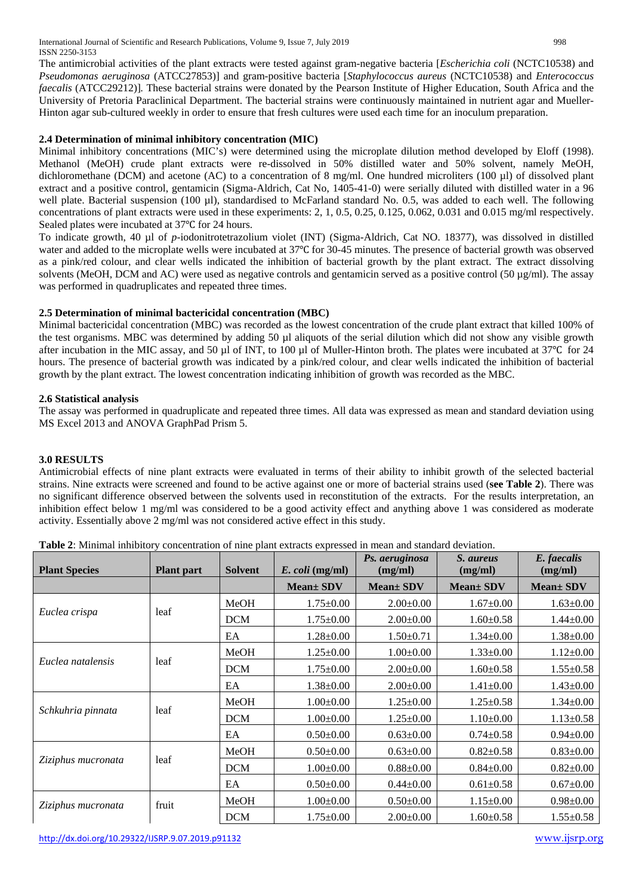The antimicrobial activities of the plant extracts were tested against gram-negative bacteria [*Escherichia coli* (NCTC10538) and *Pseudomonas aeruginosa* (ATCC27853)] and gram-positive bacteria [*Staphylococcus aureus* (NCTC10538) and *Enterococcus faecalis* (ATCC29212)]. These bacterial strains were donated by the Pearson Institute of Higher Education, South Africa and the University of Pretoria Paraclinical Department. The bacterial strains were continuously maintained in nutrient agar and Mueller-Hinton agar sub-cultured weekly in order to ensure that fresh cultures were used each time for an inoculum preparation.

### 2.4 Determination of minimal inhibitory concentration (MIC)

Minimal inhibitory concentrations (MIC's) were determined using the microplate dilution method developed by Eloff (1998). Methanol (MeOH) crude plant extracts were re-dissolved in 50% distilled water and 50% solvent, namely MeOH, dichloromethane (DCM) and acetone (AC) to a concentration of 8 mg/ml. One hundred microliters (100 µl) of dissolved plant extract and a positive control, gentamicin (Sigma-Aldrich, Cat No, 1405-41-0) were serially diluted with distilled water in a 96 well plate. Bacterial suspension (100 µl), standardised to McFarland standard No. 0.5, was added to each well. The following concentrations of plant extracts were used in these experiments: 2, 1, 0.5, 0.25, 0.125, 0.062, 0.031 and 0.015 mg/ml respectively. Sealed plates were incubated at 37℃ for 24 hours.

To indicate growth, 40 µl of *p*-iodonitrotetrazolium violet (INT) (Sigma-Aldrich, Cat NO. 18377), was dissolved in distilled water and added to the microplate wells were incubated at 37℃ for 30-45 minutes. The presence of bacterial growth was observed as a pink/red colour, and clear wells indicated the inhibition of bacterial growth by the plant extract. The extract dissolving solvents (MeOH, DCM and AC) were used as negative controls and gentamicin served as a positive control (50 µg/ml). The assay was performed in quadruplicates and repeated three times.

### 2.5 Determination of minimal bactericidal concentration (MBC)

Minimal bactericidal concentration (MBC) was recorded as the lowest concentration of the crude plant extract that killed 100% of the test organisms. MBC was determined by adding 50 µl aliquots of the serial dilution which did not show any visible growth after incubation in the MIC assay, and 50 µl of INT, to 100 µl of Muller-Hinton broth. The plates were incubated at 37℃ for 24 hours. The presence of bacterial growth was indicated by a pink/red colour, and clear wells indicated the inhibition of bacterial growth by the plant extract. The lowest concentration indicating inhibition of growth was recorded as the MBC.

### 2.6 Statistical analysis

The assay was performed in quadruplicate and repeated three times. All data was expressed as mean and standard deviation using MS Excel 2013 and ANOVA GraphPad Prism 5.

## 3.0 RESULTS

Antimicrobial effects of nine plant extracts were evaluated in terms of their ability to inhibit growth of the selected bacterial strains. Nine extracts were screened and found to be active against one or more of bacterial strains used (**see Table 2**). There was no significant difference observed between the solvents used in reconstitution of the extracts. For the results interpretation, an inhibition effect below 1 mg/ml was considered to be a good activity effect and anything above 1 was considered as moderate activity. Essentially above 2 mg/ml was not considered active effect in this study.

**Table 2**: Minimal inhibitory concentration of nine plant extracts expressed in mean and standard deviation.

| Plant Species | Plant part | Solvent | *E. coli* (mg/ml) | *Ps. aeruginosa* (mg/ml) | *S. aureus* (mg/ml) | *E. faecalis* (mg/ml) |
|---|---|---|---|---|---|---|
| | | | **Mean± SDV** | **Mean± SDV** | **Mean± SDV** | **Mean± SDV** |
| *Euclea crispa* | leaf | MeOH | 1.75±0.00 | 2.00±0.00 | 1.67±0.00 | 1.63±0.00 |
| | | DCM | 1.75±0.00 | 2.00±0.00 | 1.60±0.58 | 1.44±0.00 |
| | | EA | 1.28±0.00 | 1.50±0.71 | 1.34±0.00 | 1.38±0.00 |
| *Euclea natalensis* | leaf | MeOH | 1.25±0.00 | 1.00±0.00 | 1.33±0.00 | 1.12±0.00 |
| | | DCM | 1.75±0.00 | 2.00±0.00 | 1.60±0.58 | 1.55±0.58 |
| | | EA | 1.38±0.00 | 2.00±0.00 | 1.41±0.00 | 1.43±0.00 |
| *Schkuhria pinnata* | leaf | MeOH | 1.00±0.00 | 1.25±0.00 | 1.25±0.58 | 1.34±0.00 |
| | | DCM | 1.00±0.00 | 1.25±0.00 | 1.10±0.00 | 1.13±0.58 |
| | | EA | 0.50±0.00 | 0.63±0.00 | 0.74±0.58 | 0.94±0.00 |
| *Ziziphus mucronata* | leaf | MeOH | 0.50±0.00 | 0.63±0.00 | 0.82±0.58 | 0.83±0.00 |
| | | DCM | 1.00±0.00 | 0.88±0.00 | 0.84±0.00 | 0.82±0.00 |
| | | EA | 0.50±0.00 | 0.44±0.00 | 0.61±0.58 | 0.67±0.00 |
| *Ziziphus mucronata* | fruit | MeOH | 1.00±0.00 | 0.50±0.00 | 1.15±0.00 | 0.98±0.00 |
| | | DCM | 1.75±0.00 | 2.00±0.00 | 1.60±0.58 | 1.55±0.58 |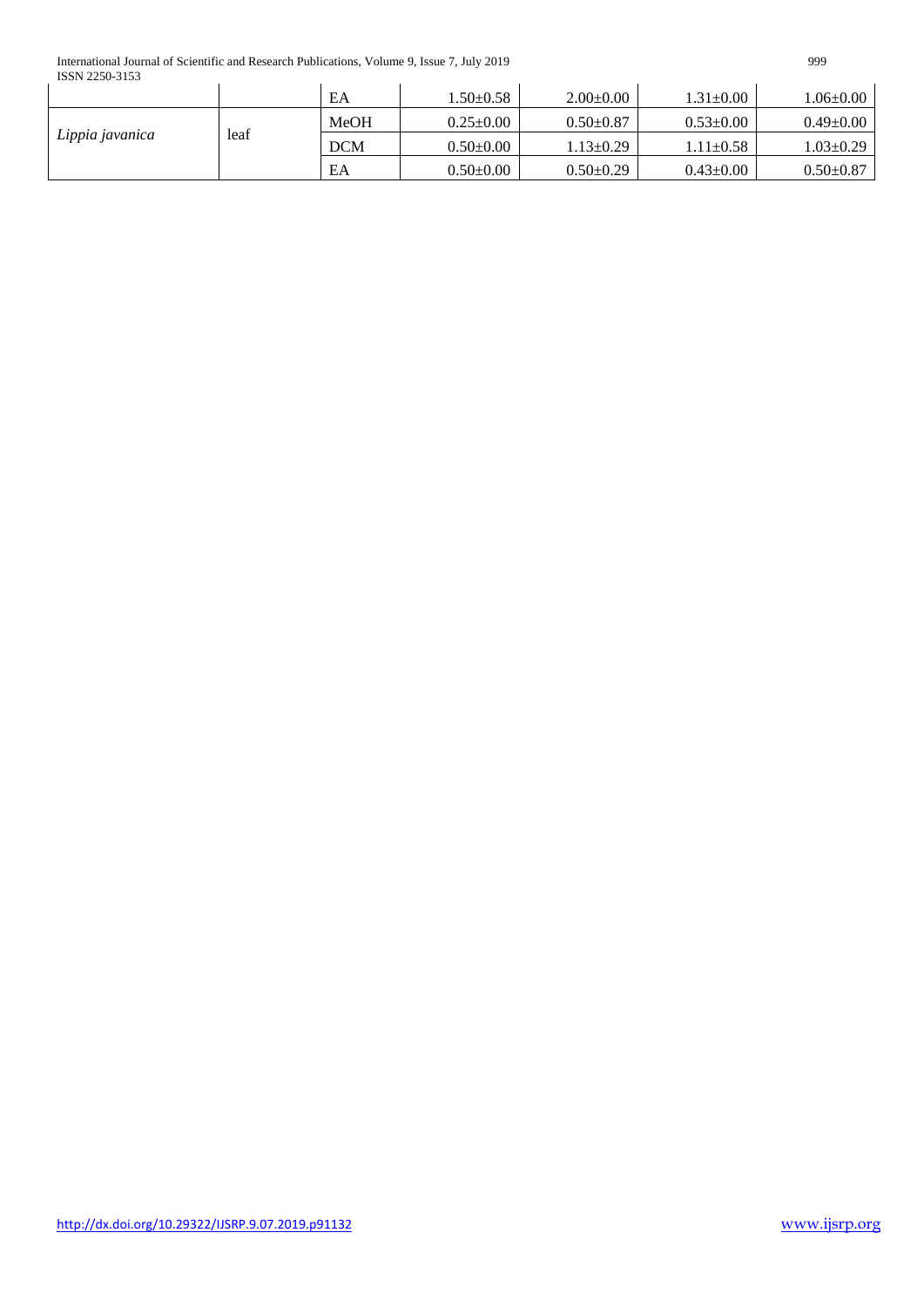|  |  | EA | 1.50±0.58 | 2.00±0.00 | 1.31±0.00 | 1.06±0.00 |
|---|---|---|---|---|---|---|
| *Lippia javanica* | leaf | MeOH | 0.25±0.00 | 0.50±0.87 | 0.53±0.00 | 0.49±0.00 |
|  |  | DCM | 0.50±0.00 | 1.13±0.29 | 1.11±0.58 | 1.03±0.29 |
|  |  | EA | 0.50±0.00 | 0.50±0.29 | 0.43±0.00 | 0.50±0.87 |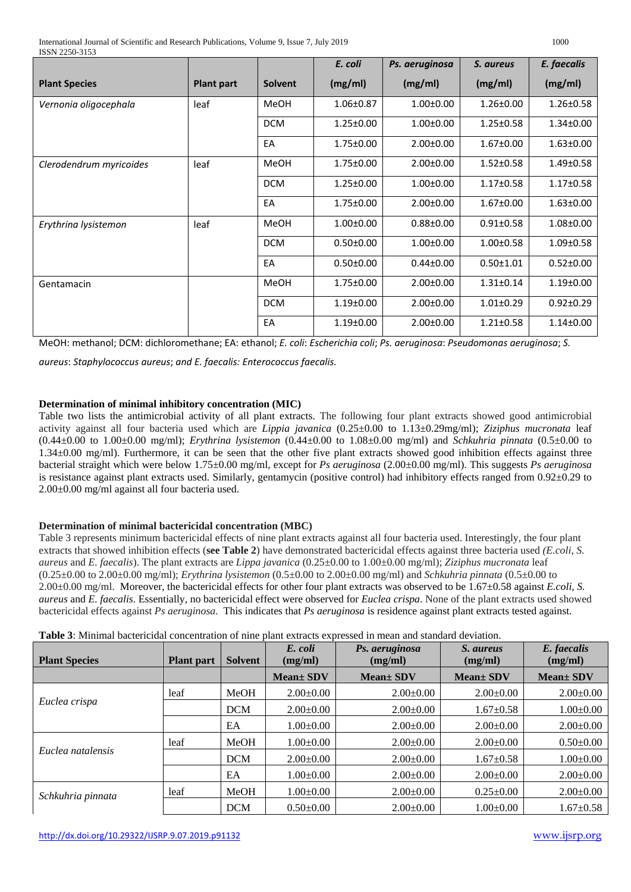| Plant Species | Plant part | Solvent | *E. coli* (mg/ml) | *Ps. aeruginosa* (mg/ml) | *S. aureus* (mg/ml) | *E. faecalis* (mg/ml) |
|---|---|---|---|---|---|---|
| *Vernonia oligocephala* | leaf | MeOH | 1.06±0.87 | 1.00±0.00 | 1.26±0.00 | 1.26±0.58 |
| | | DCM | 1.25±0.00 | 1.00±0.00 | 1.25±0.58 | 1.34±0.00 |
| | | EA | 1.75±0.00 | 2.00±0.00 | 1.67±0.00 | 1.63±0.00 |
| *Clerodendrum myricoides* | leaf | MeOH | 1.75±0.00 | 2.00±0.00 | 1.52±0.58 | 1.49±0.58 |
| | | DCM | 1.25±0.00 | 1.00±0.00 | 1.17±0.58 | 1.17±0.58 |
| | | EA | 1.75±0.00 | 2.00±0.00 | 1.67±0.00 | 1.63±0.00 |
| *Erythrina lysistemon* | leaf | MeOH | 1.00±0.00 | 0.88±0.00 | 0.91±0.58 | 1.08±0.00 |
| | | DCM | 0.50±0.00 | 1.00±0.00 | 1.00±0.58 | 1.09±0.58 |
| | | EA | 0.50±0.00 | 0.44±0.00 | 0.50±1.01 | 0.52±0.00 |
| Gentamacin | | MeOH | 1.75±0.00 | 2.00±0.00 | 1.31±0.14 | 1.19±0.00 |
| | | DCM | 1.19±0.00 | 2.00±0.00 | 1.01±0.29 | 0.92±0.29 |
| | | EA | 1.19±0.00 | 2.00±0.00 | 1.21±0.58 | 1.14±0.00 |

MeOH: methanol; DCM: dichloromethane; EA: ethanol; *E. coli*: *Escherichia coli*; *Ps. aeruginosa*: *Pseudomonas aeruginosa*; *S. aureus*: *Staphylococcus aureus*; *and E. faecalis: Enterococcus faecalis.*

### Determination of minimal inhibitory concentration (MIC)

Table two lists the antimicrobial activity of all plant extracts. The following four plant extracts showed good antimicrobial activity against all four bacteria used which are *Lippia javanica* (0.25±0.00 to 1.13±0.29mg/ml); *Ziziphus mucronata* leaf (0.44±0.00 to 1.00±0.00 mg/ml); *Erythrina lysistemon* (0.44±0.00 to 1.08±0.00 mg/ml) and *Schkuhria pinnata* (0.5±0.00 to 1.34±0.00 mg/ml). Furthermore, it can be seen that the other five plant extracts showed good inhibition effects against three bacterial straight which were below 1.75±0.00 mg/ml, except for *Ps aeruginosa* (2.00±0.00 mg/ml). This suggests *Ps aeruginosa* is resistance against plant extracts used. Similarly, gentamycin (positive control) had inhibitory effects ranged from 0.92±0.29 to 2.00±0.00 mg/ml against all four bacteria used.

### Determination of minimal bactericidal concentration (MBC)

Table 3 represents minimum bactericidal effects of nine plant extracts against all four bacteria used. Interestingly, the four plant extracts that showed inhibition effects (**see Table 2**) have demonstrated bactericidal effects against three bacteria used *(E.coli*, *S. aureus* and *E. faecalis*). The plant extracts are *Lippa javanica* (0.25±0.00 to 1.00±0.00 mg/ml); *Ziziphus mucronata* leaf (0.25±0.00 to 2.00±0.00 mg/ml); *Erythrina lysistemon* (0.5±0.00 to 2.00±0.00 mg/ml) and *Schkuhria pinnata* (0.5±0.00 to 2.00±0.00 mg/ml. Moreover, the bactericidal effects for other four plant extracts was observed to be 1.67±0.58 against *E.coli*, *S. aureus* and *E. faecalis*. Essentially, no bactericidal effect were observed for *Euclea crispa*. None of the plant extracts used showed bactericidal effects against *Ps aeruginosa*. This indicates that *Ps aeruginosa* is residence against plant extracts tested against.

**Table 3**: Minimal bactericidal concentration of nine plant extracts expressed in mean and standard deviation.

| Plant Species | Plant part | Solvent | *E. coli* (mg/ml) | *Ps. aeruginosa* (mg/ml) | *S. aureus* (mg/ml) | *E. faecalis* (mg/ml) |
|---|---|---|---|---|---|---|
| | | | Mean± SDV | Mean± SDV | Mean± SDV | Mean± SDV |
| *Euclea crispa* | leaf | MeOH | 2.00±0.00 | 2.00±0.00 | 2.00±0.00 | 2.00±0.00 |
| | | DCM | 2.00±0.00 | 2.00±0.00 | 1.67±0.58 | 1.00±0.00 |
| | | EA | 1.00±0.00 | 2.00±0.00 | 2.00±0.00 | 2.00±0.00 |
| *Euclea natalensis* | leaf | MeOH | 1.00±0.00 | 2.00±0.00 | 2.00±0.00 | 0.50±0.00 |
| | | DCM | 2.00±0.00 | 2.00±0.00 | 1.67±0.58 | 1.00±0.00 |
| | | EA | 1.00±0.00 | 2.00±0.00 | 2.00±0.00 | 2.00±0.00 |
| *Schkuhria pinnata* | leaf | MeOH | 1.00±0.00 | 2.00±0.00 | 0.25±0.00 | 2.00±0.00 |
| | | DCM | 0.50±0.00 | 2.00±0.00 | 1.00±0.00 | 1.67±0.58 |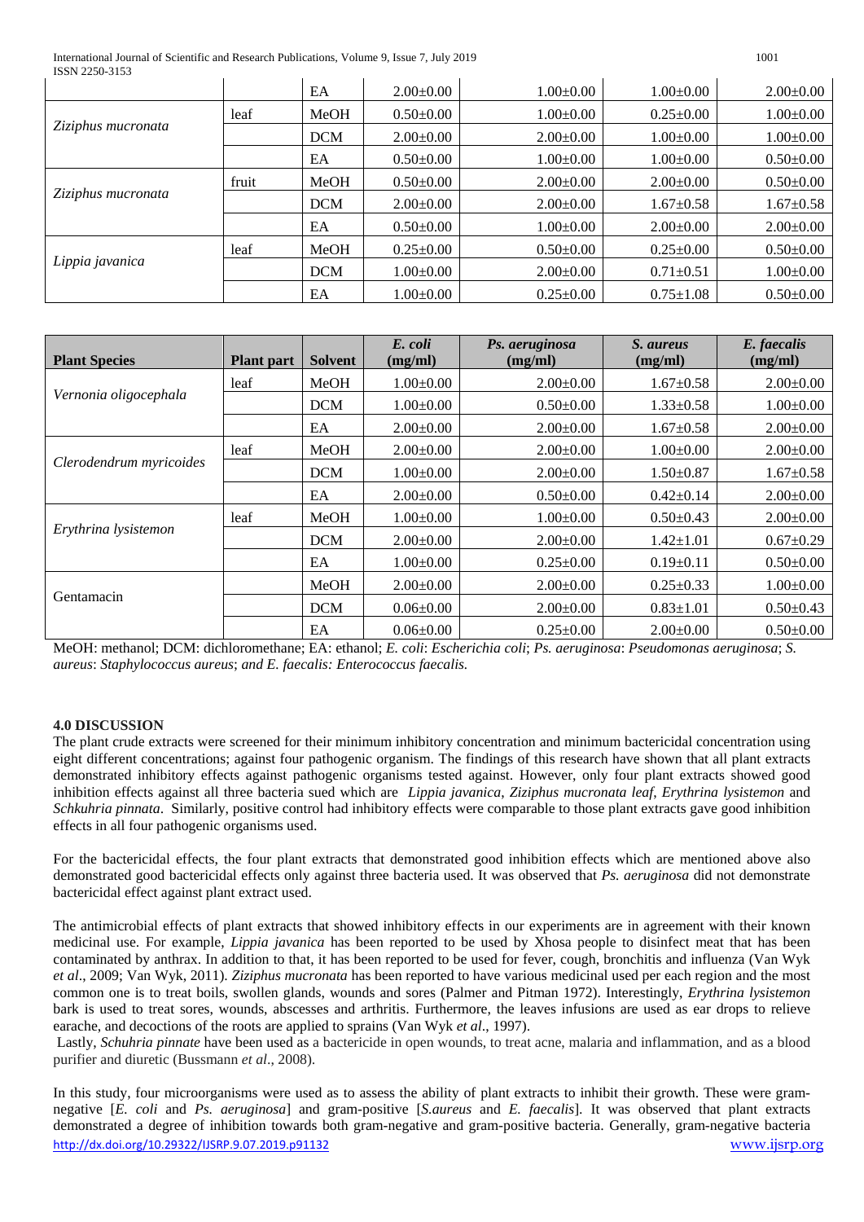| | | EA | 2.00±0.00 | 1.00±0.00 | 1.00±0.00 | 2.00±0.00 |
|---|---|---|---|---|---|---|
| *Ziziphus mucronata* | leaf | MeOH | 0.50±0.00 | 1.00±0.00 | 0.25±0.00 | 1.00±0.00 |
| | | DCM | 2.00±0.00 | 2.00±0.00 | 1.00±0.00 | 1.00±0.00 |
| | | EA | 0.50±0.00 | 1.00±0.00 | 1.00±0.00 | 0.50±0.00 |
| *Ziziphus mucronata* | fruit | MeOH | 0.50±0.00 | 2.00±0.00 | 2.00±0.00 | 0.50±0.00 |
| | | DCM | 2.00±0.00 | 2.00±0.00 | 1.67±0.58 | 1.67±0.58 |
| | | EA | 0.50±0.00 | 1.00±0.00 | 2.00±0.00 | 2.00±0.00 |
| *Lippia javanica* | leaf | MeOH | 0.25±0.00 | 0.50±0.00 | 0.25±0.00 | 0.50±0.00 |
| | | DCM | 1.00±0.00 | 2.00±0.00 | 0.71±0.51 | 1.00±0.00 |
| | | EA | 1.00±0.00 | 0.25±0.00 | 0.75±1.08 | 0.50±0.00 |

| Plant Species | Plant part | Solvent | *E. coli* (mg/ml) | *Ps. aeruginosa* (mg/ml) | *S. aureus* (mg/ml) | *E. faecalis* (mg/ml) |
|---|---|---|---|---|---|---|
| *Vernonia oligocephala* | leaf | MeOH | 1.00±0.00 | 2.00±0.00 | 1.67±0.58 | 2.00±0.00 |
| | | DCM | 1.00±0.00 | 0.50±0.00 | 1.33±0.58 | 1.00±0.00 |
| | | EA | 2.00±0.00 | 2.00±0.00 | 1.67±0.58 | 2.00±0.00 |
| *Clerodendrum myricoides* | leaf | MeOH | 2.00±0.00 | 2.00±0.00 | 1.00±0.00 | 2.00±0.00 |
| | | DCM | 1.00±0.00 | 2.00±0.00 | 1.50±0.87 | 1.67±0.58 |
| | | EA | 2.00±0.00 | 0.50±0.00 | 0.42±0.14 | 2.00±0.00 |
| *Erythrina lysistemon* | leaf | MeOH | 1.00±0.00 | 1.00±0.00 | 0.50±0.43 | 2.00±0.00 |
| | | DCM | 2.00±0.00 | 2.00±0.00 | 1.42±1.01 | 0.67±0.29 |
| | | EA | 1.00±0.00 | 0.25±0.00 | 0.19±0.11 | 0.50±0.00 |
| Gentamacin | | MeOH | 2.00±0.00 | 2.00±0.00 | 0.25±0.33 | 1.00±0.00 |
| | | DCM | 0.06±0.00 | 2.00±0.00 | 0.83±1.01 | 0.50±0.43 |
| | | EA | 0.06±0.00 | 0.25±0.00 | 2.00±0.00 | 0.50±0.00 |

MeOH: methanol; DCM: dichloromethane; EA: ethanol; *E. coli*: *Escherichia coli*; *Ps. aeruginosa*: *Pseudomonas aeruginosa*; *S. aureus*: *Staphylococcus aureus*; *and E. faecalis: Enterococcus faecalis.*

## 4.0 DISCUSSION

The plant crude extracts were screened for their minimum inhibitory concentration and minimum bactericidal concentration using eight different concentrations; against four pathogenic organism. The findings of this research have shown that all plant extracts demonstrated inhibitory effects against pathogenic organisms tested against. However, only four plant extracts showed good inhibition effects against all three bacteria sued which are *Lippia javanica*, *Ziziphus mucronata leaf*, *Erythrina lysistemon* and *Schkuhria pinnata*. Similarly, positive control had inhibitory effects were comparable to those plant extracts gave good inhibition effects in all four pathogenic organisms used.

For the bactericidal effects, the four plant extracts that demonstrated good inhibition effects which are mentioned above also demonstrated good bactericidal effects only against three bacteria used. It was observed that *Ps. aeruginosa* did not demonstrate bactericidal effect against plant extract used.

The antimicrobial effects of plant extracts that showed inhibitory effects in our experiments are in agreement with their known medicinal use. For example, *Lippia javanica* has been reported to be used by Xhosa people to disinfect meat that has been contaminated by anthrax. In addition to that, it has been reported to be used for fever, cough, bronchitis and influenza (Van Wyk *et al*., 2009; Van Wyk, 2011). *Ziziphus mucronata* has been reported to have various medicinal used per each region and the most common one is to treat boils, swollen glands, wounds and sores (Palmer and Pitman 1972). Interestingly, *Erythrina lysistemon* bark is used to treat sores, wounds, abscesses and arthritis. Furthermore, the leaves infusions are used as ear drops to relieve earache, and decoctions of the roots are applied to sprains (Van Wyk *et al*., 1997).

Lastly, *Schuhria pinnate* have been used as a bactericide in open wounds, to treat acne, malaria and inflammation, and as a blood purifier and diuretic (Bussmann *et al*., 2008).

In this study, four microorganisms were used as to assess the ability of plant extracts to inhibit their growth. These were gram-negative [*E. coli* and *Ps. aeruginosa*] and gram-positive [*S.aureus* and *E. faecalis*]. It was observed that plant extracts demonstrated a degree of inhibition towards both gram-negative and gram-positive bacteria. Generally, gram-negative bacteria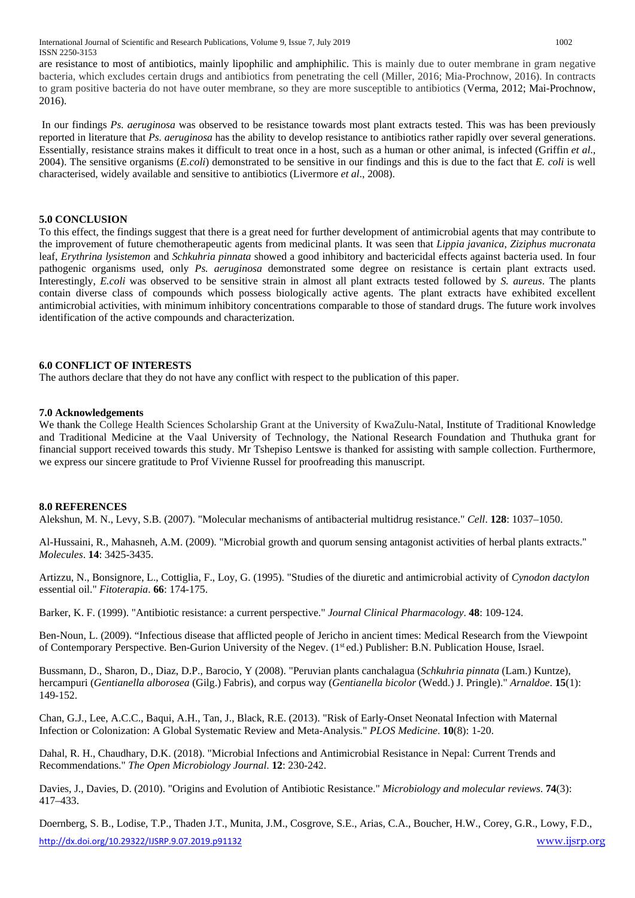are resistance to most of antibiotics, mainly lipophilic and amphiphilic. This is mainly due to outer membrane in gram negative bacteria, which excludes certain drugs and antibiotics from penetrating the cell (Miller, 2016; Mia-Prochnow, 2016). In contracts to gram positive bacteria do not have outer membrane, so they are more susceptible to antibiotics (Verma, 2012; Mai-Prochnow, 2016).

In our findings *Ps. aeruginosa* was observed to be resistance towards most plant extracts tested. This was has been previously reported in literature that *Ps. aeruginosa* has the ability to develop resistance to antibiotics rather rapidly over several generations. Essentially, resistance strains makes it difficult to treat once in a host, such as a human or other animal, is infected (Griffin *et al*., 2004). The sensitive organisms (*E.coli*) demonstrated to be sensitive in our findings and this is due to the fact that *E. coli* is well characterised, widely available and sensitive to antibiotics (Livermore *et al*., 2008).

## 5.0 CONCLUSION

To this effect, the findings suggest that there is a great need for further development of antimicrobial agents that may contribute to the improvement of future chemotherapeutic agents from medicinal plants. It was seen that *Lippia javanica*, *Ziziphus mucronata* leaf, *Erythrina lysistemon* and *Schkuhria pinnata* showed a good inhibitory and bactericidal effects against bacteria used. In four pathogenic organisms used, only *Ps. aeruginosa* demonstrated some degree on resistance is certain plant extracts used. Interestingly, *E.coli* was observed to be sensitive strain in almost all plant extracts tested followed by *S. aureus*. The plants contain diverse class of compounds which possess biologically active agents. The plant extracts have exhibited excellent antimicrobial activities, with minimum inhibitory concentrations comparable to those of standard drugs. The future work involves identification of the active compounds and characterization.

## 6.0 CONFLICT OF INTERESTS

The authors declare that they do not have any conflict with respect to the publication of this paper.

## 7.0 Acknowledgements

We thank the College Health Sciences Scholarship Grant at the University of KwaZulu-Natal, Institute of Traditional Knowledge and Traditional Medicine at the Vaal University of Technology, the National Research Foundation and Thuthuka grant for financial support received towards this study. Mr Tshepiso Lentswe is thanked for assisting with sample collection. Furthermore, we express our sincere gratitude to Prof Vivienne Russel for proofreading this manuscript.

## 8.0 REFERENCES

Alekshun, M. N., Levy, S.B. (2007). "Molecular mechanisms of antibacterial multidrug resistance." *Cell*. **128**: 1037–1050.

Al-Hussaini, R., Mahasneh, A.M. (2009). "Microbial growth and quorum sensing antagonist activities of herbal plants extracts." *Molecules*. **14**: 3425-3435.

Artizzu, N., Bonsignore, L., Cottiglia, F., Loy, G. (1995). "Studies of the diuretic and antimicrobial activity of *Cynodon dactylon* essential oil." *Fitoterapia*. **66**: 174-175.

Barker, K. F. (1999). "Antibiotic resistance: a current perspective." *Journal Clinical Pharmacology*. **48**: 109-124.

Ben-Noun, L. (2009). "Infectious disease that afflicted people of Jericho in ancient times: Medical Research from the Viewpoint of Contemporary Perspective. Ben-Gurion University of the Negev. (1st ed.) Publisher: B.N. Publication House, Israel.

Bussmann, D., Sharon, D., Diaz, D.P., Barocio, Y (2008). "Peruvian plants canchalagua (*Schkuhria pinnata* (Lam.) Kuntze), hercampuri (*Gentianella alborosea* (Gilg.) Fabris), and corpus way (*Gentianella bicolor* (Wedd.) J. Pringle)." *Arnaldoe*. **15**(1): 149-152.

Chan, G.J., Lee, A.C.C., Baqui, A.H., Tan, J., Black, R.E. (2013). "Risk of Early-Onset Neonatal Infection with Maternal Infection or Colonization: A Global Systematic Review and Meta-Analysis." *PLOS Medicine*. **10**(8): 1-20.

Dahal, R. H., Chaudhary, D.K. (2018). "Microbial Infections and Antimicrobial Resistance in Nepal: Current Trends and Recommendations." *The Open Microbiology Journal*. **12**: 230-242.

Davies, J., Davies, D. (2010). "Origins and Evolution of Antibiotic Resistance." *Microbiology and molecular reviews*. **74**(3): 417–433.

Doernberg, S. B., Lodise, T.P., Thaden J.T., Munita, J.M., Cosgrove, S.E., Arias, C.A., Boucher, H.W., Corey, G.R., Lowy, F.D.,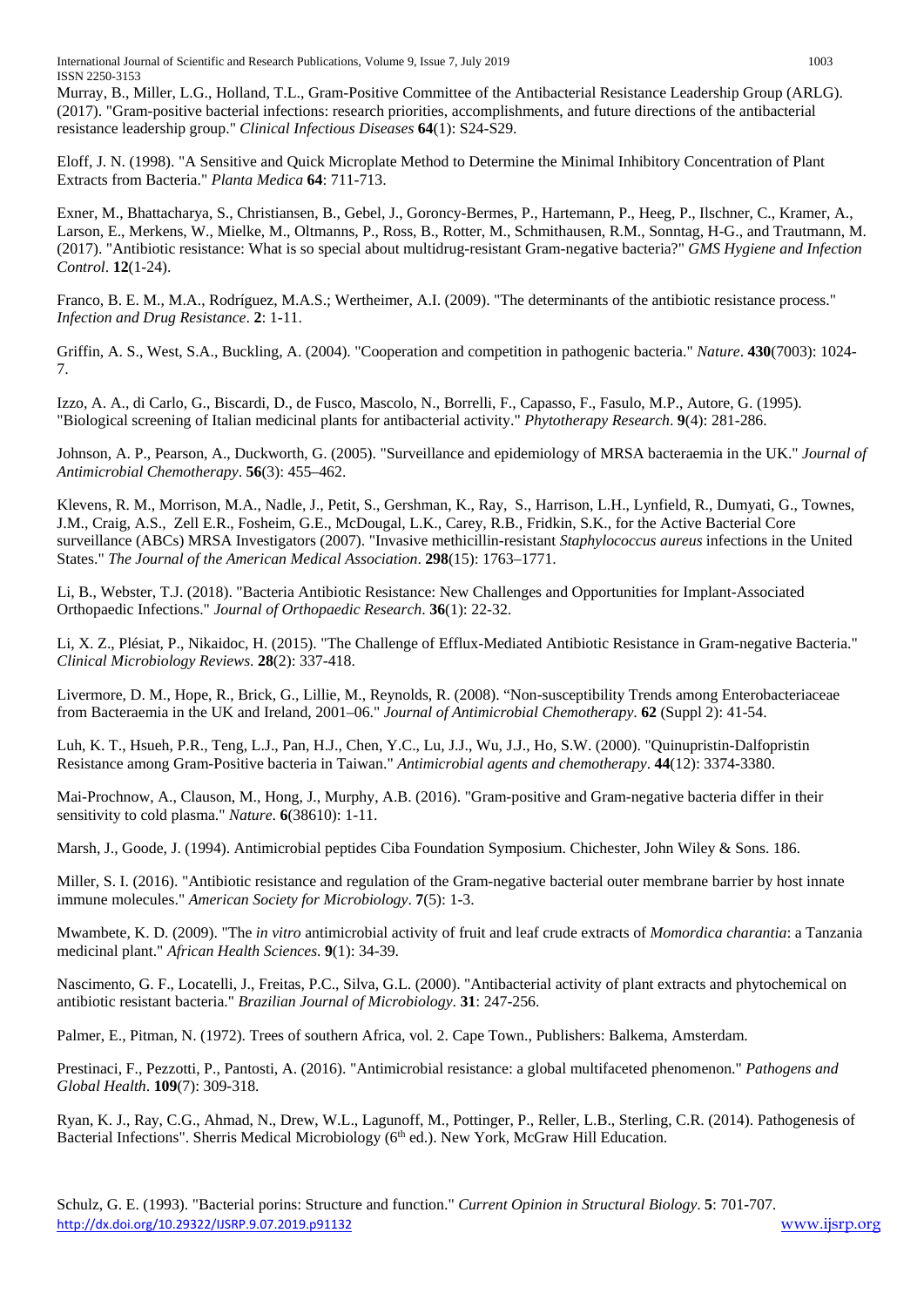Murray, B., Miller, L.G., Holland, T.L., Gram-Positive Committee of the Antibacterial Resistance Leadership Group (ARLG). (2017). "Gram-positive bacterial infections: research priorities, accomplishments, and future directions of the antibacterial resistance leadership group." *Clinical Infectious Diseases* **64**(1): S24-S29.

Eloff, J. N. (1998). "A Sensitive and Quick Microplate Method to Determine the Minimal Inhibitory Concentration of Plant Extracts from Bacteria." *Planta Medica* **64**: 711-713.

Exner, M., Bhattacharya, S., Christiansen, B., Gebel, J., Goroncy-Bermes, P., Hartemann, P., Heeg, P., Ilschner, C., Kramer, A., Larson, E., Merkens, W., Mielke, M., Oltmanns, P., Ross, B., Rotter, M., Schmithausen, R.M., Sonntag, H-G., and Trautmann, M. (2017). "Antibiotic resistance: What is so special about multidrug-resistant Gram-negative bacteria?" *GMS Hygiene and Infection Control*. **12**(1-24).

Franco, B. E. M., M.A., Rodríguez, M.A.S.; Wertheimer, A.I. (2009). "The determinants of the antibiotic resistance process." *Infection and Drug Resistance*. **2**: 1-11.

Griffin, A. S., West, S.A., Buckling, A. (2004). "Cooperation and competition in pathogenic bacteria." *Nature*. **430**(7003): 1024-7.

Izzo, A. A., di Carlo, G., Biscardi, D., de Fusco, Mascolo, N., Borrelli, F., Capasso, F., Fasulo, M.P., Autore, G. (1995). "Biological screening of Italian medicinal plants for antibacterial activity." *Phytotherapy Research*. **9**(4): 281-286.

Johnson, A. P., Pearson, A., Duckworth, G. (2005). "Surveillance and epidemiology of MRSA bacteraemia in the UK." *Journal of Antimicrobial Chemotherapy*. **56**(3): 455–462.

Klevens, R. M., Morrison, M.A., Nadle, J., Petit, S., Gershman, K., Ray, S., Harrison, L.H., Lynfield, R., Dumyati, G., Townes, J.M., Craig, A.S., Zell E.R., Fosheim, G.E., McDougal, L.K., Carey, R.B., Fridkin, S.K., for the Active Bacterial Core surveillance (ABCs) MRSA Investigators (2007). "Invasive methicillin-resistant *Staphylococcus aureus* infections in the United States." *The Journal of the American Medical Association*. **298**(15): 1763–1771.

Li, B., Webster, T.J. (2018). "Bacteria Antibiotic Resistance: New Challenges and Opportunities for Implant-Associated Orthopaedic Infections." *Journal of Orthopaedic Research*. **36**(1): 22-32.

Li, X. Z., Plésiat, P., Nikaidoc, H. (2015). "The Challenge of Efflux-Mediated Antibiotic Resistance in Gram-negative Bacteria." *Clinical Microbiology Reviews*. **28**(2): 337-418.

Livermore, D. M., Hope, R., Brick, G., Lillie, M., Reynolds, R. (2008). "Non-susceptibility Trends among Enterobacteriaceae from Bacteraemia in the UK and Ireland, 2001–06." *Journal of Antimicrobial Chemotherapy*. **62** (Suppl 2): 41-54.

Luh, K. T., Hsueh, P.R., Teng, L.J., Pan, H.J., Chen, Y.C., Lu, J.J., Wu, J.J., Ho, S.W. (2000). "Quinupristin-Dalfopristin Resistance among Gram-Positive bacteria in Taiwan." *Antimicrobial agents and chemotherapy*. **44**(12): 3374-3380.

Mai-Prochnow, A., Clauson, M., Hong, J., Murphy, A.B. (2016). "Gram-positive and Gram-negative bacteria differ in their sensitivity to cold plasma." *Nature*. **6**(38610): 1-11.

Marsh, J., Goode, J. (1994). Antimicrobial peptides Ciba Foundation Symposium. Chichester, John Wiley & Sons. 186.

Miller, S. I. (2016). "Antibiotic resistance and regulation of the Gram-negative bacterial outer membrane barrier by host innate immune molecules." *American Society for Microbiology*. **7**(5): 1-3.

Mwambete, K. D. (2009). "The *in vitro* antimicrobial activity of fruit and leaf crude extracts of *Momordica charantia*: a Tanzania medicinal plant." *African Health Sciences*. **9**(1): 34-39.

Nascimento, G. F., Locatelli, J., Freitas, P.C., Silva, G.L. (2000). "Antibacterial activity of plant extracts and phytochemical on antibiotic resistant bacteria." *Brazilian Journal of Microbiology*. **31**: 247-256.

Palmer, E., Pitman, N. (1972). Trees of southern Africa, vol. 2. Cape Town., Publishers: Balkema, Amsterdam.

Prestinaci, F., Pezzotti, P., Pantosti, A. (2016). "Antimicrobial resistance: a global multifaceted phenomenon." *Pathogens and Global Health*. **109**(7): 309-318.

Ryan, K. J., Ray, C.G., Ahmad, N., Drew, W.L., Lagunoff, M., Pottinger, P., Reller, L.B., Sterling, C.R. (2014). Pathogenesis of Bacterial Infections". Sherris Medical Microbiology (6th ed.). New York, McGraw Hill Education.

Schulz, G. E. (1993). "Bacterial porins: Structure and function." *Current Opinion in Structural Biology*. **5**: 701-707.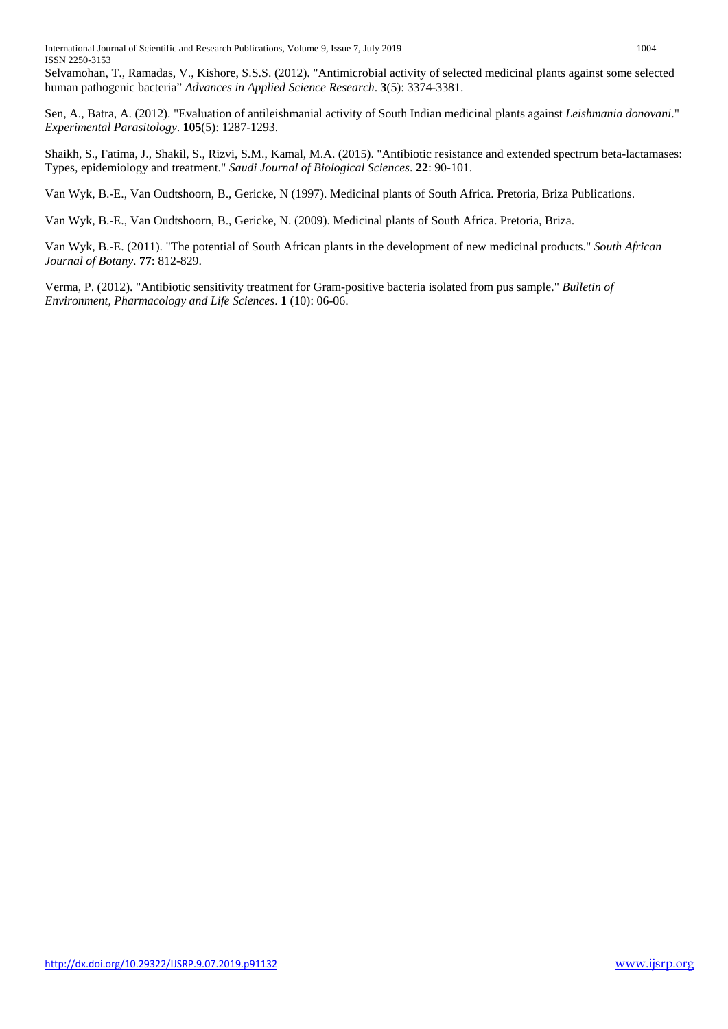Selvamohan, T., Ramadas, V., Kishore, S.S.S. (2012). "Antimicrobial activity of selected medicinal plants against some selected human pathogenic bacteria" *Advances in Applied Science Research*. **3**(5): 3374-3381.

Sen, A., Batra, A. (2012). "Evaluation of antileishmanial activity of South Indian medicinal plants against *Leishmania donovani*." *Experimental Parasitology*. **105**(5): 1287-1293.

Shaikh, S., Fatima, J., Shakil, S., Rizvi, S.M., Kamal, M.A. (2015). "Antibiotic resistance and extended spectrum beta-lactamases: Types, epidemiology and treatment." *Saudi Journal of Biological Sciences*. **22**: 90-101.

Van Wyk, B.-E., Van Oudtshoorn, B., Gericke, N (1997). Medicinal plants of South Africa. Pretoria, Briza Publications.

Van Wyk, B.-E., Van Oudtshoorn, B., Gericke, N. (2009). Medicinal plants of South Africa. Pretoria, Briza.

Van Wyk, B.-E. (2011). "The potential of South African plants in the development of new medicinal products." *South African Journal of Botany*. **77**: 812-829.

Verma, P. (2012). "Antibiotic sensitivity treatment for Gram-positive bacteria isolated from pus sample." *Bulletin of Environment, Pharmacology and Life Sciences*. **1** (10): 06-06.